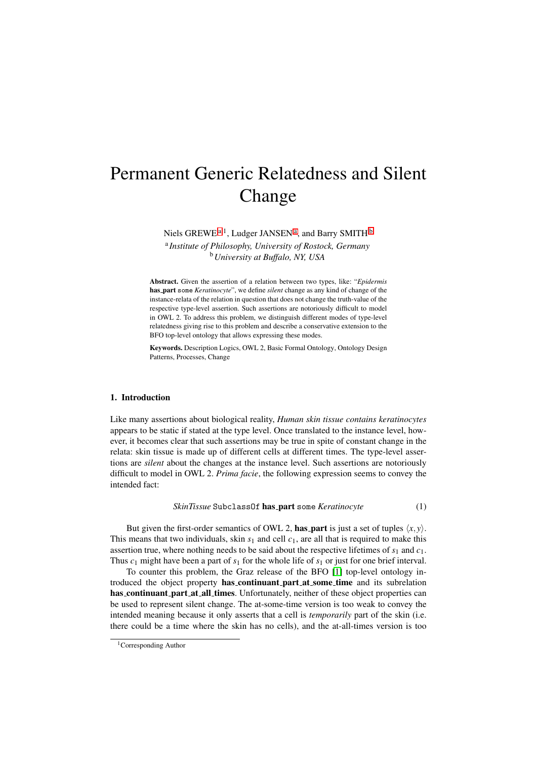# Permanent Generic Relatedness and Silent Change

Niels GREWE[a] [1], Ludger JANSEN[a], and Barry SMITH[b]

[a] *Institute of Philosophy, University of Rostock, Germany*
[b] *University at Buffalo, NY, USA*

**Abstract.** Given the assertion of a relation between two types, like: "*Epidermis* **has_part** some *Keratinocyte*", we define *silent* change as any kind of change of the instance-relata of the relation in question that does not change the truth-value of the respective type-level assertion. Such assertions are notoriously difficult to model in OWL 2. To address this problem, we distinguish different modes of type-level relatedness giving rise to this problem and describe a conservative extension to the BFO top-level ontology that allows expressing these modes.

**Keywords.** Description Logics, OWL 2, Basic Formal Ontology, Ontology Design Patterns, Processes, Change

## 1. Introduction

Like many assertions about biological reality, *Human skin tissue contains keratinocytes* appears to be static if stated at the type level. Once translated to the instance level, however, it becomes clear that such assertions may be true in spite of constant change in the relata: skin tissue is made up of different cells at different times. The type-level assertions are *silent* about the changes at the instance level. Such assertions are notoriously difficult to model in OWL 2. *Prima facie*, the following expression seems to convey the intended fact:

$$\textit{SkinTissue}\ \texttt{SubclassOf}\ \textbf{has\_part}\ \texttt{some}\ \textit{Keratinocyte} \qquad (1)$$

But given the first-order semantics of OWL 2, **has_part** is just a set of tuples $\langle x, y \rangle$. This means that two individuals, skin $s_1$ and cell $c_1$, are all that is required to make this assertion true, where nothing needs to be said about the respective lifetimes of $s_1$ and $c_1$. Thus $c_1$ might have been a part of $s_1$ for the whole life of $s_1$ or just for one brief interval.

To counter this problem, the Graz release of the BFO [1] top-level ontology introduced the object property **has_continuant_part_at_some_time** and its subrelation **has_continuant_part_at_all_times**. Unfortunately, neither of these object properties can be used to represent silent change. The at-some-time version is too weak to convey the intended meaning because it only asserts that a cell is *temporarily* part of the skin (i.e. there could be a time where the skin has no cells), and the at-all-times version is too

[1] Corresponding Author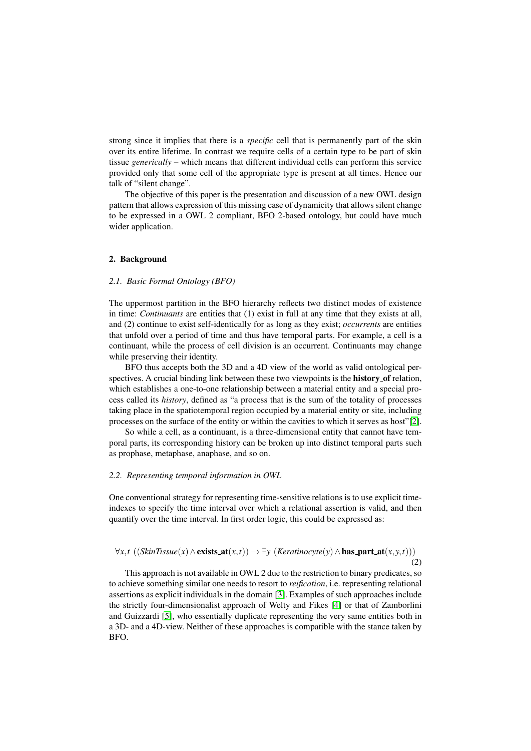strong since it implies that there is a *specific* cell that is permanently part of the skin over its entire lifetime. In contrast we require cells of a certain type to be part of skin tissue *generically* – which means that different individual cells can perform this service provided only that some cell of the appropriate type is present at all times. Hence our talk of "silent change".

The objective of this paper is the presentation and discussion of a new OWL design pattern that allows expression of this missing case of dynamicity that allows silent change to be expressed in a OWL 2 compliant, BFO 2-based ontology, but could have much wider application.

## 2. Background

### *2.1. Basic Formal Ontology (BFO)*

The uppermost partition in the BFO hierarchy reflects two distinct modes of existence in time: *Continuants* are entities that (1) exist in full at any time that they exists at all, and (2) continue to exist self-identically for as long as they exist; *occurrents* are entities that unfold over a period of time and thus have temporal parts. For example, a cell is a continuant, while the process of cell division is an occurrent. Continuants may change while preserving their identity.

BFO thus accepts both the 3D and a 4D view of the world as valid ontological perspectives. A crucial binding link between these two viewpoints is the **history_of** relation, which establishes a one-to-one relationship between a material entity and a special process called its *history*, defined as "a process that is the sum of the totality of processes taking place in the spatiotemporal region occupied by a material entity or site, including processes on the surface of the entity or within the cavities to which it serves as host"[2].

So while a cell, as a continuant, is a three-dimensional entity that cannot have temporal parts, its corresponding history can be broken up into distinct temporal parts such as prophase, metaphase, anaphase, and so on.

### *2.2. Representing temporal information in OWL*

One conventional strategy for representing time-sensitive relations is to use explicit time-indexes to specify the time interval over which a relational assertion is valid, and then quantify over the time interval. In first order logic, this could be expressed as:

$$\forall x,t \; ((\mathit{SkinTissue}(x) \wedge \mathbf{exists\_at}(x,t)) \rightarrow \exists y \; (\mathit{Keratinocyte}(y) \wedge \mathbf{has\_part\_at}(x,y,t))) \tag{2}$$

This approach is not available in OWL 2 due to the restriction to binary predicates, so to achieve something similar one needs to resort to *reification*, i.e. representing relational assertions as explicit individuals in the domain [3]. Examples of such approaches include the strictly four-dimensionalist approach of Welty and Fikes [4] or that of Zamborlini and Guizzardi [5], who essentially duplicate representing the very same entities both in a 3D- and a 4D-view. Neither of these approaches is compatible with the stance taken by BFO.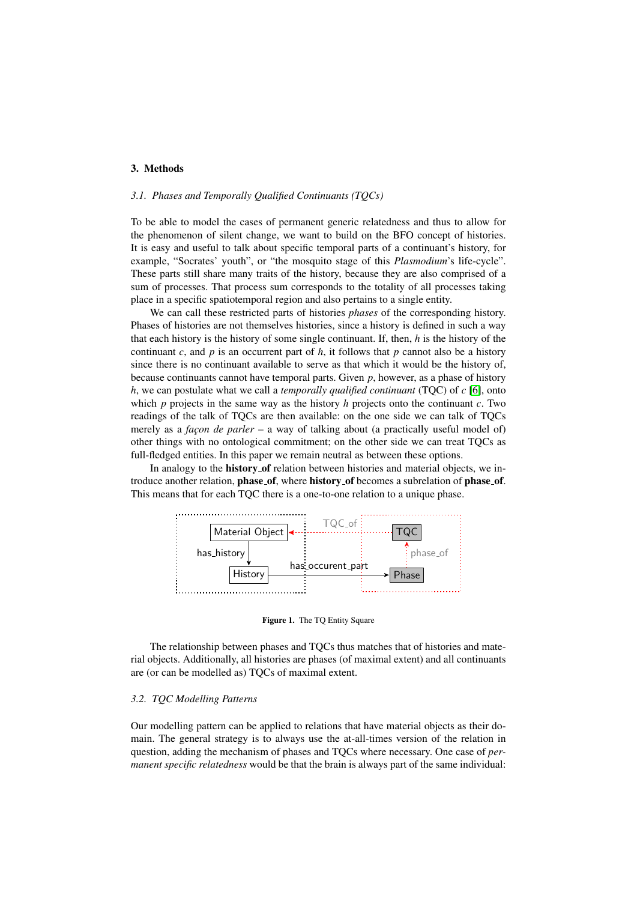## 3. Methods

### 3.1. Phases and Temporally Qualified Continuants (TQCs)

To be able to model the cases of permanent generic relatedness and thus to allow for the phenomenon of silent change, we want to build on the BFO concept of histories. It is easy and useful to talk about specific temporal parts of a continuant's history, for example, "Socrates' youth", or "the mosquito stage of this *Plasmodium*'s life-cycle". These parts still share many traits of the history, because they are also comprised of a sum of processes. That process sum corresponds to the totality of all processes taking place in a specific spatiotemporal region and also pertains to a single entity.

We can call these restricted parts of histories *phases* of the corresponding history. Phases of histories are not themselves histories, since a history is defined in such a way that each history is the history of some single continuant. If, then, $h$ is the history of the continuant $c$, and $p$ is an occurrent part of $h$, it follows that $p$ cannot also be a history since there is no continuant available to serve as that which it would be the history of, because continuants cannot have temporal parts. Given $p$, however, as a phase of history $h$, we can postulate what we call a *temporally qualified continuant* (TQC) of $c$ [6], onto which $p$ projects in the same way as the history $h$ projects onto the continuant $c$. Two readings of the talk of TQCs are then available: on the one side we can talk of TQCs merely as a *façon de parler* – a way of talking about (a practically useful model of) other things with no ontological commitment; on the other side we can treat TQCs as full-fledged entities. In this paper we remain neutral as between these options.

In analogy to the **history_of** relation between histories and material objects, we introduce another relation, **phase_of**, where **history_of** becomes a subrelation of **phase_of**. This means that for each TQC there is a one-to-one relation to a unique phase.

Figure 1. The TQ Entity Square

The relationship between phases and TQCs thus matches that of histories and material objects. Additionally, all histories are phases (of maximal extent) and all continuants are (or can be modelled as) TQCs of maximal extent.

### 3.2. TQC Modelling Patterns

Our modelling pattern can be applied to relations that have material objects as their domain. The general strategy is to always use the at-all-times version of the relation in question, adding the mechanism of phases and TQCs where necessary. One case of *permanent specific relatedness* would be that the brain is always part of the same individual: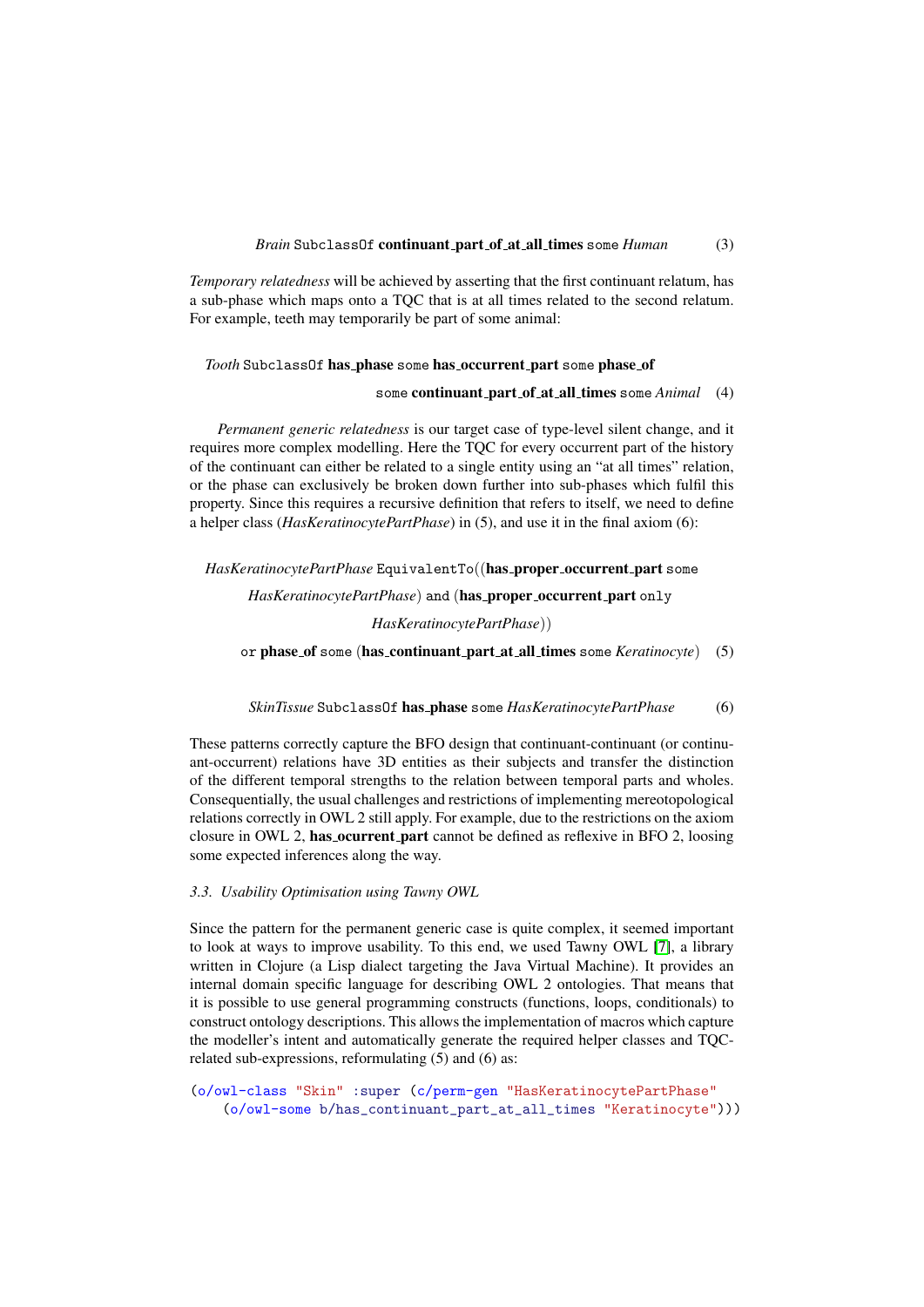*Brain* SubclassOf **continuant_part_of_at_all_times** some *Human* (3)

*Temporary relatedness* will be achieved by asserting that the first continuant relatum, has a sub-phase which maps onto a TQC that is at all times related to the second relatum. For example, teeth may temporarily be part of some animal:

*Tooth* SubclassOf **has_phase** some **has_occurrent_part** some **phase_of** some **continuant_part_of_at_all_times** some *Animal* (4)

*Permanent generic relatedness* is our target case of type-level silent change, and it requires more complex modelling. Here the TQC for every occurrent part of the history of the continuant can either be related to a single entity using an "at all times" relation, or the phase can exclusively be broken down further into sub-phases which fulfil this property. Since this requires a recursive definition that refers to itself, we need to define a helper class (*HasKeratinocytePartPhase*) in (5), and use it in the final axiom (6):

*HasKeratinocytePartPhase* EquivalentTo((**has_proper_occurrent_part** some *HasKeratinocytePartPhase*) and (**has_proper_occurrent_part** only *HasKeratinocytePartPhase*)) or **phase_of** some (**has_continuant_part_at_all_times** some *Keratinocyte*) (5)

*SkinTissue* SubclassOf **has_phase** some *HasKeratinocytePartPhase* (6)

These patterns correctly capture the BFO design that continuant-continuant (or continuant-occurrent) relations have 3D entities as their subjects and transfer the distinction of the different temporal strengths to the relation between temporal parts and wholes. Consequentially, the usual challenges and restrictions of implementing mereotopological relations correctly in OWL 2 still apply. For example, due to the restrictions on the axiom closure in OWL 2, **has_ocurrent_part** cannot be defined as reflexive in BFO 2, loosing some expected inferences along the way.

### 3.3. Usability Optimisation using Tawny OWL

Since the pattern for the permanent generic case is quite complex, it seemed important to look at ways to improve usability. To this end, we used Tawny OWL [7], a library written in Clojure (a Lisp dialect targeting the Java Virtual Machine). It provides an internal domain specific language for describing OWL 2 ontologies. That means that it is possible to use general programming constructs (functions, loops, conditionals) to construct ontology descriptions. This allows the implementation of macros which capture the modeller's intent and automatically generate the required helper classes and TQC-related sub-expressions, reformulating (5) and (6) as:

```
(o/owl-class "Skin" :super (c/perm-gen "HasKeratinocytePartPhase"
    (o/owl-some b/has_continuant_part_at_all_times "Keratinocyte")))
```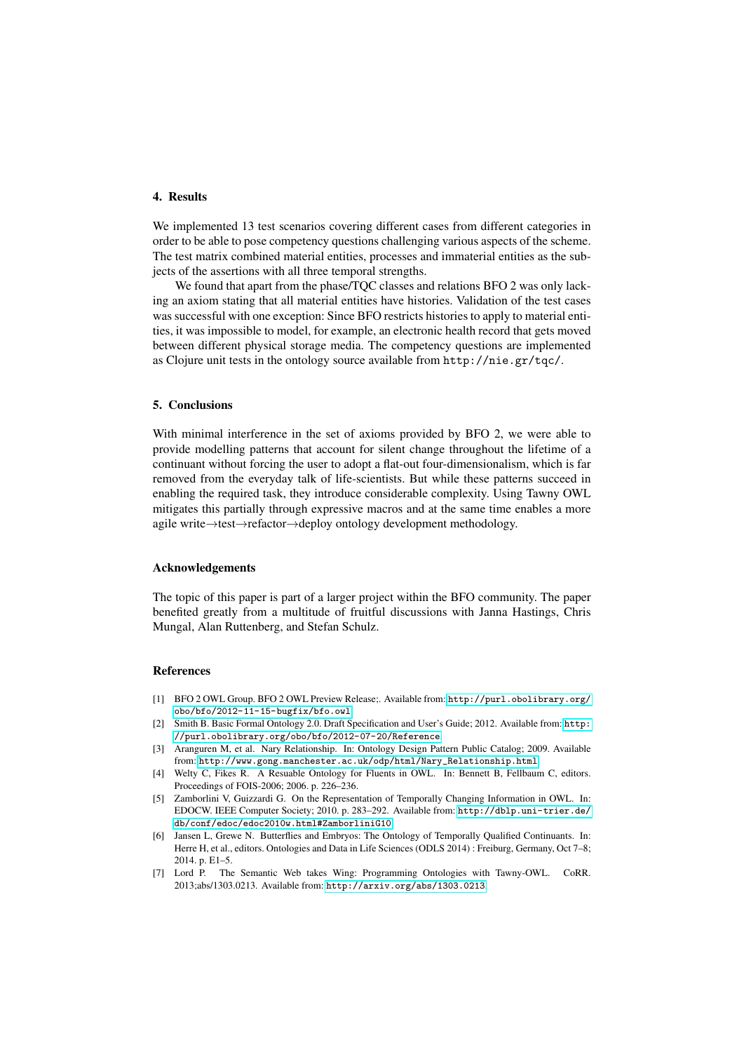## 4. Results

We implemented 13 test scenarios covering different cases from different categories in order to be able to pose competency questions challenging various aspects of the scheme. The test matrix combined material entities, processes and immaterial entities as the subjects of the assertions with all three temporal strengths.

We found that apart from the phase/TQC classes and relations BFO 2 was only lacking an axiom stating that all material entities have histories. Validation of the test cases was successful with one exception: Since BFO restricts histories to apply to material entities, it was impossible to model, for example, an electronic health record that gets moved between different physical storage media. The competency questions are implemented as Clojure unit tests in the ontology source available from `http://nie.gr/tqc/`.

## 5. Conclusions

With minimal interference in the set of axioms provided by BFO 2, we were able to provide modelling patterns that account for silent change throughout the lifetime of a continuant without forcing the user to adopt a flat-out four-dimensionalism, which is far removed from the everyday talk of life-scientists. But while these patterns succeed in enabling the required task, they introduce considerable complexity. Using Tawny OWL mitigates this partially through expressive macros and at the same time enables a more agile write→test→refactor→deploy ontology development methodology.

### Acknowledgements

The topic of this paper is part of a larger project within the BFO community. The paper benefited greatly from a multitude of fruitful discussions with Janna Hastings, Chris Mungal, Alan Ruttenberg, and Stefan Schulz.

### References

[1] BFO 2 OWL Group. BFO 2 OWL Preview Release;. Available from: http://purl.obolibrary.org/obo/bfo/2012-11-15-bugfix/bfo.owl

[2] Smith B. Basic Formal Ontology 2.0. Draft Specification and User's Guide; 2012. Available from: http://purl.obolibrary.org/obo/bfo/2012-07-20/Reference

[3] Aranguren M, et al. Nary Relationship. In: Ontology Design Pattern Public Catalog; 2009. Available from: http://www.gong.manchester.ac.uk/odp/html/Nary_Relationship.html

[4] Welty C, Fikes R. A Resuable Ontology for Fluents in OWL. In: Bennett B, Fellbaum C, editors. Proceedings of FOIS-2006; 2006. p. 226–236.

[5] Zamborlini V, Guizzardi G. On the Representation of Temporally Changing Information in OWL. In: EDOCW. IEEE Computer Society; 2010. p. 283–292. Available from: http://dblp.uni-trier.de/db/conf/edoc/edoc2010w.html#ZamborliniG10

[6] Jansen L, Grewe N. Butterflies and Embryos: The Ontology of Temporally Qualified Continuants. In: Herre H, et al., editors. Ontologies and Data in Life Sciences (ODLS 2014) : Freiburg, Germany, Oct 7–8; 2014. p. E1–5.

[7] Lord P. The Semantic Web takes Wing: Programming Ontologies with Tawny-OWL. CoRR. 2013;abs/1303.0213. Available from: http://arxiv.org/abs/1303.0213